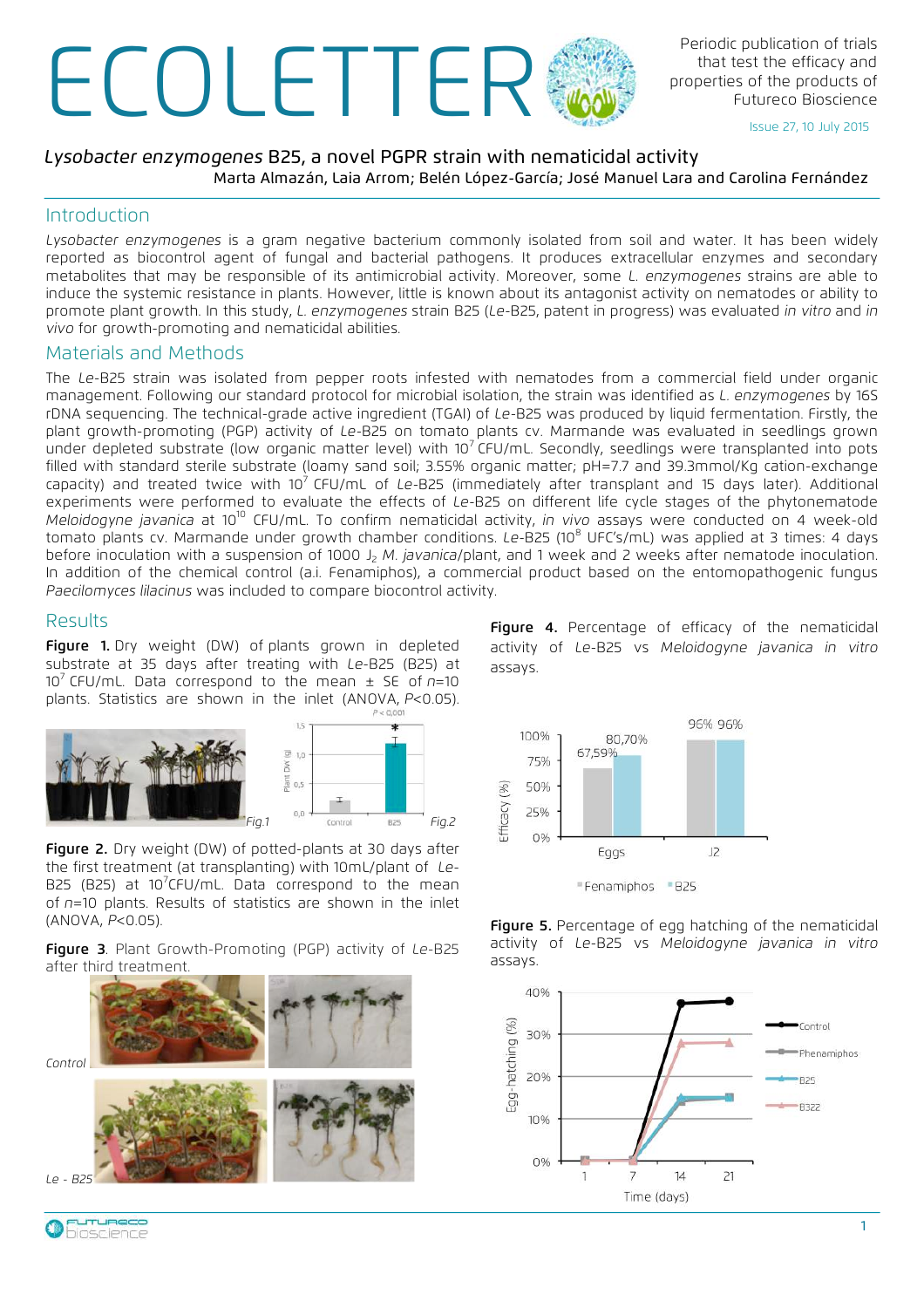# ECOLETTER

Periodic publication of trials that test the efficacy and properties of the products of Futureco Bioscience

Issue 27, 10 July 2015

## *Lysobacter enzymogenes* B25, a novel PGPR strain with nematicidal activity

Marta Almazán, Laia Arrom; Belén López-García; José Manuel Lara and Carolina Fernández

## Introduction

*Lysobacter enzymogenes* is a gram negative bacterium commonly isolated from soil and water. It has been widely reported as biocontrol agent of fungal and bacterial pathogens. It produces extracellular enzymes and secondary metabolites that may be responsible of its antimicrobial activity. Moreover, some *L. enzymogenes* strains are able to induce the systemic resistance in plants. However, little is known about its antagonist activity on nematodes or ability to promote plant growth. In this study, *L. enzymogenes* strain B25 (*Le*-B25, patent in progress) was evaluated *in vitro* and *in vivo* for growth-promoting and nematicidal abilities.

## Materials and Methods

The *Le*-B25 strain was isolated from pepper roots infested with nematodes from a commercial field under organic management. Following our standard protocol for microbial isolation, the strain was identified as *L. enzymogenes* by 16S rDNA sequencing. The technical-grade active ingredient (TGAI) of *Le*-B25 was produced by liquid fermentation. Firstly, the plant growth-promoting (PGP) activity of *Le*-B25 on tomato plants cv. Marmande was evaluated in seedlings grown under depleted substrate (low organic matter level) with $10^7$ CFU/mL. Secondly, seedlings were transplanted into pots filled with standard sterile substrate (loamy sand soil; 3.55% organic matter; pH=7.7 and 39.3mmol/Kg cation-exchange capacity) and treated twice with $10^7$ CFU/mL of *Le*-B25 (immediately after transplant and 15 days later). Additional experiments were performed to evaluate the effects of *Le*-B25 on different life cycle stages of the phytonematode *Meloidogyne javanica* at $10^{10}$ CFU/mL. To confirm nematicidal activity, *in vivo* assays were conducted on 4 week-old tomato plants cv. Marmande under growth chamber conditions. *Le*-B25 ($10^8$ UFC's/mL) was applied at 3 times: 4 days before inoculation with a suspension of 1000 $J_2$ *M. javanica*/plant, and 1 week and 2 weeks after nematode inoculation. In addition of the chemical control (a.i. Fenamiphos), a commercial product based on the entomopathogenic fungus *Paecilomyces lilacinus* was included to compare biocontrol activity.

## Results

**Figure 1.** Dry weight (DW) of plants grown in depleted substrate at 35 days after treating with *Le*-B25 (B25) at $10^7$ CFU/mL. Data correspond to the mean ± SE of $n$=10 plants. Statistics are shown in the inlet (ANOVA, $P$<0.05).

Fig.1 Fig.2

**Figure 2.** Dry weight (DW) of potted-plants at 30 days after the first treatment (at transplanting) with 10mL/plant of *Le*-B25 (B25) at $10^7$CFU/mL. Data correspond to the mean ± SE of $n$=10 plants. Results of statistics are shown in the inlet (ANOVA, $P$<0.05).

**Figure 3**. Plant Growth-Promoting (PGP) activity of *Le*-B25 after third treatment.

Control

*Le* - B25

**Figure 4.** Percentage of efficacy of the nematicidal activity of *Le*-B25 vs *Meloidogyne javanica in vitro* assays.

**Figure 5.** Percentage of egg hatching of the nematicidal activity of *Le*-B25 vs *Meloidogyne javanica in vitro* assays.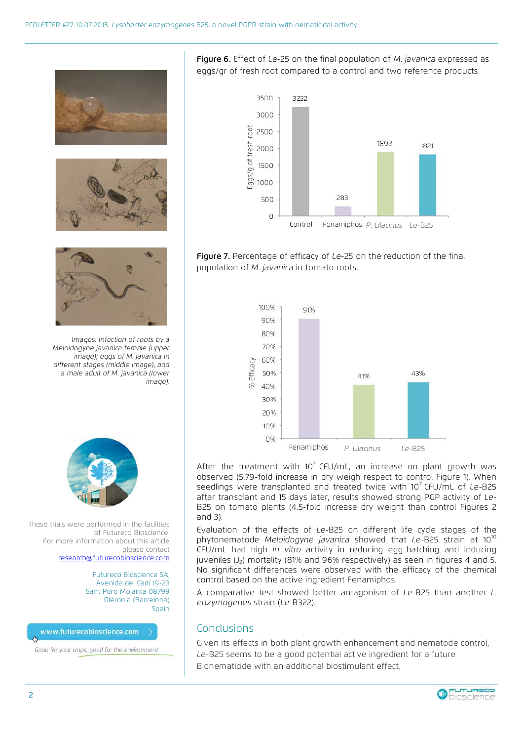Images: Infection of roots by a *Meloidogyne javanica* female (upper image); eggs of *M. javanica* in different stages (middle image), and a male adult of *M. javanica* (lower image).

These trials were performed in the facilities of Futureco Bioscience.
For more information about this article please contact
research@futurecobioscience.com

Futureco Bioscience SA,
Avenida del Cadí 19-23
Sant Pere Molanta 08799
Olèrdola (Barcelona)
Spain

www.futurecobioscience.com

Good for your crops, good for the environment

**Figure 6.** Effect of *Le*-25 on the final population of *M. javanica* expressed as eggs/gr of fresh root compared to a control and two reference products.

Eggs/g of fresh root
3500
3000
2500
2000
1500
1000
500
0
3222
283
1892
1821
Control
Fenamiphos
*P. Lilacinus*
*Le*-B25

**Figure 7.** Percentage of efficacy of *Le*-25 on the reduction of the final population of *M. javanica* in tomato roots.

% Efficacy
100%
90%
80%
70%
60%
50%
40%
30%
20%
10%
0%
91%
41%
43%
Fenamiphos
*P. Lilacinus*
*Le*-B25

After the treatment with $10^7$ CFU/mL, an increase on plant growth was observed (5.79-fold increase in dry weigh respect to control Figure 1). When seedlings were transplanted and treated twice with $10^7$ CFU/mL of *Le*-B25 after transplant and 15 days later, results showed strong PGP activity of *Le*-B25 on tomato plants (4.5-fold increase dry weight than control Figures 2 and 3).

Evaluation of the effects of *Le*-B25 on different life cycle stages of the phytonematode *Meloidogyne javanica* showed that *Le*-B25 strain at $10^{10}$ CFU/mL had high *in vitro* activity in reducing egg-hatching and inducing juveniles ($J_2$) mortality (81% and 96% respectively) as seen in figures 4 and 5. No significant differences were observed with the efficacy of the chemical control based on the active ingredient Fenamiphos.

A comparative test showed better antagonism of *Le*-B25 than another *L. enzymogenes* strain (*Le*-B322).

## Conclusions

Given its effects in both plant growth enhancement and nematode control, *Le*-B25 seems to be a good potential active ingredient for a future Bionematicide with an additional biostimulant effect.